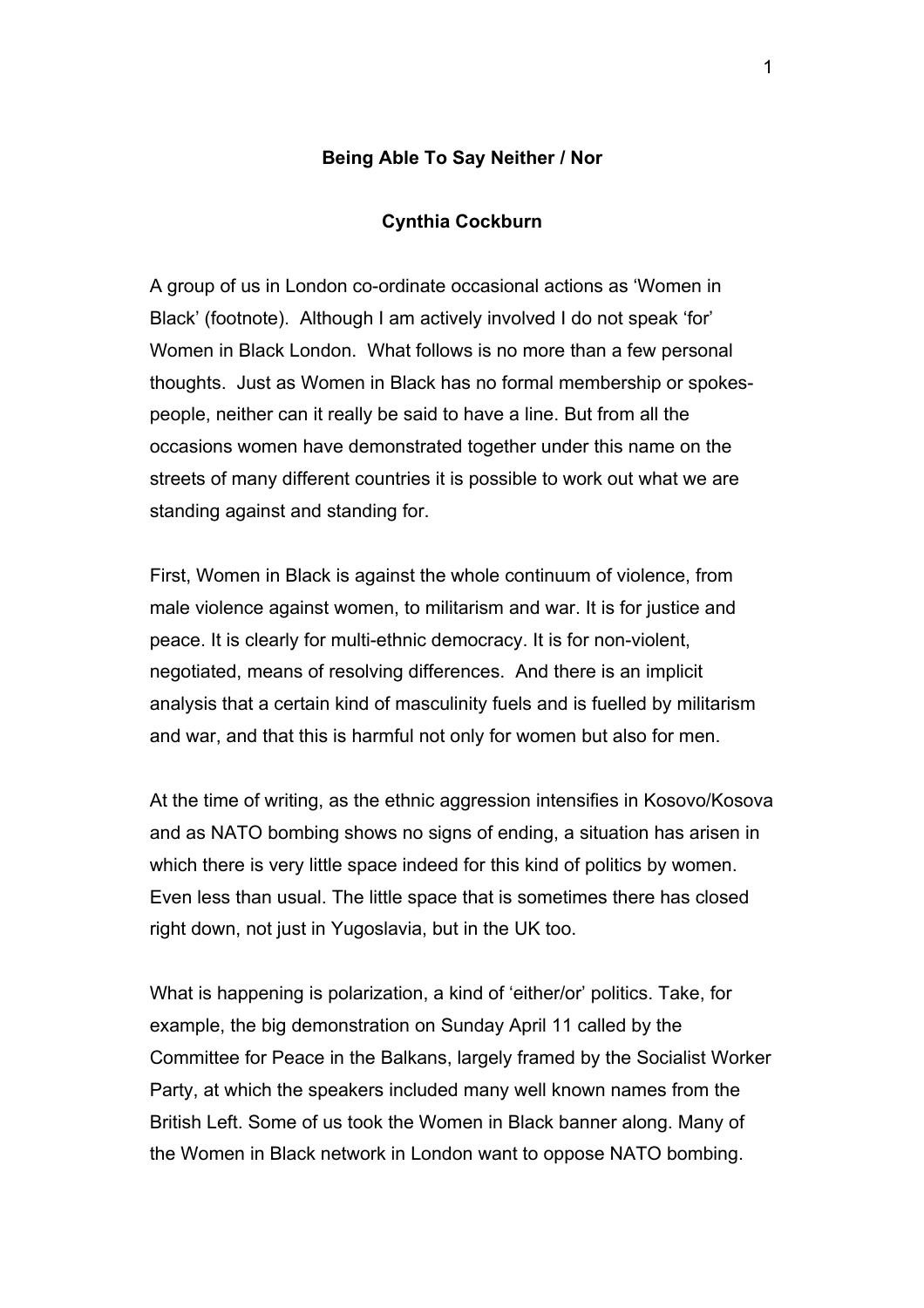**Being Able To Say Neither / Nor**

**Cynthia Cockburn**

A group of us in London co-ordinate occasional actions as 'Women in Black' (footnote). Although I am actively involved I do not speak 'for' Women in Black London. What follows is no more than a few personal thoughts. Just as Women in Black has no formal membership or spokes-people, neither can it really be said to have a line. But from all the occasions women have demonstrated together under this name on the streets of many different countries it is possible to work out what we are standing against and standing for.

First, Women in Black is against the whole continuum of violence, from male violence against women, to militarism and war. It is for justice and peace. It is clearly for multi-ethnic democracy. It is for non-violent, negotiated, means of resolving differences. And there is an implicit analysis that a certain kind of masculinity fuels and is fuelled by militarism and war, and that this is harmful not only for women but also for men.

At the time of writing, as the ethnic aggression intensifies in Kosovo/Kosova and as NATO bombing shows no signs of ending, a situation has arisen in which there is very little space indeed for this kind of politics by women. Even less than usual. The little space that is sometimes there has closed right down, not just in Yugoslavia, but in the UK too.

What is happening is polarization, a kind of 'either/or' politics. Take, for example, the big demonstration on Sunday April 11 called by the Committee for Peace in the Balkans, largely framed by the Socialist Worker Party, at which the speakers included many well known names from the British Left. Some of us took the Women in Black banner along. Many of the Women in Black network in London want to oppose NATO bombing.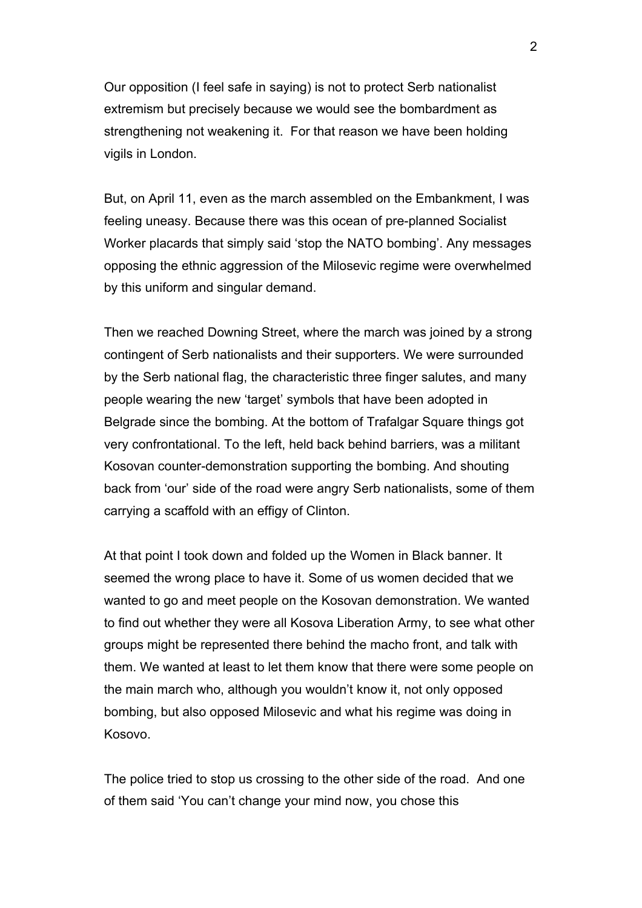Our opposition (I feel safe in saying) is not to protect Serb nationalist extremism but precisely because we would see the bombardment as strengthening not weakening it. For that reason we have been holding vigils in London.

But, on April 11, even as the march assembled on the Embankment, I was feeling uneasy. Because there was this ocean of pre-planned Socialist Worker placards that simply said 'stop the NATO bombing'. Any messages opposing the ethnic aggression of the Milosevic regime were overwhelmed by this uniform and singular demand.

Then we reached Downing Street, where the march was joined by a strong contingent of Serb nationalists and their supporters. We were surrounded by the Serb national flag, the characteristic three finger salutes, and many people wearing the new 'target' symbols that have been adopted in Belgrade since the bombing. At the bottom of Trafalgar Square things got very confrontational. To the left, held back behind barriers, was a militant Kosovan counter-demonstration supporting the bombing. And shouting back from 'our' side of the road were angry Serb nationalists, some of them carrying a scaffold with an effigy of Clinton.

At that point I took down and folded up the Women in Black banner. It seemed the wrong place to have it. Some of us women decided that we wanted to go and meet people on the Kosovan demonstration. We wanted to find out whether they were all Kosova Liberation Army, to see what other groups might be represented there behind the macho front, and talk with them. We wanted at least to let them know that there were some people on the main march who, although you wouldn't know it, not only opposed bombing, but also opposed Milosevic and what his regime was doing in Kosovo.

The police tried to stop us crossing to the other side of the road. And one of them said 'You can't change your mind now, you chose this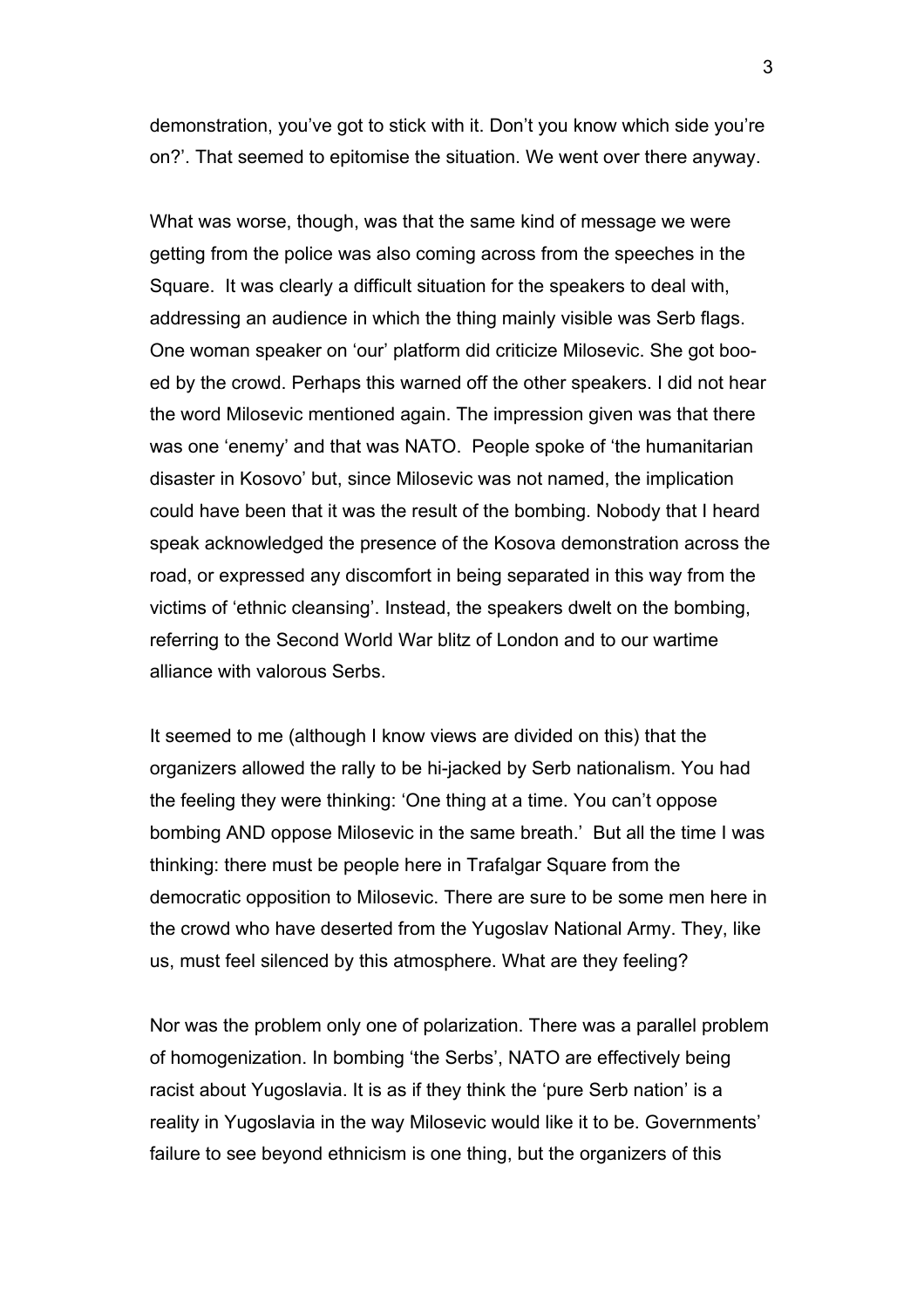demonstration, you've got to stick with it. Don't you know which side you're on?'. That seemed to epitomise the situation. We went over there anyway.

What was worse, though, was that the same kind of message we were getting from the police was also coming across from the speeches in the Square. It was clearly a difficult situation for the speakers to deal with, addressing an audience in which the thing mainly visible was Serb flags. One woman speaker on 'our' platform did criticize Milosevic. She got boo-ed by the crowd. Perhaps this warned off the other speakers. I did not hear the word Milosevic mentioned again. The impression given was that there was one 'enemy' and that was NATO. People spoke of 'the humanitarian disaster in Kosovo' but, since Milosevic was not named, the implication could have been that it was the result of the bombing. Nobody that I heard speak acknowledged the presence of the Kosova demonstration across the road, or expressed any discomfort in being separated in this way from the victims of 'ethnic cleansing'. Instead, the speakers dwelt on the bombing, referring to the Second World War blitz of London and to our wartime alliance with valorous Serbs.

It seemed to me (although I know views are divided on this) that the organizers allowed the rally to be hi-jacked by Serb nationalism. You had the feeling they were thinking: 'One thing at a time. You can't oppose bombing AND oppose Milosevic in the same breath.' But all the time I was thinking: there must be people here in Trafalgar Square from the democratic opposition to Milosevic. There are sure to be some men here in the crowd who have deserted from the Yugoslav National Army. They, like us, must feel silenced by this atmosphere. What are they feeling?

Nor was the problem only one of polarization. There was a parallel problem of homogenization. In bombing 'the Serbs', NATO are effectively being racist about Yugoslavia. It is as if they think the 'pure Serb nation' is a reality in Yugoslavia in the way Milosevic would like it to be. Governments' failure to see beyond ethnicism is one thing, but the organizers of this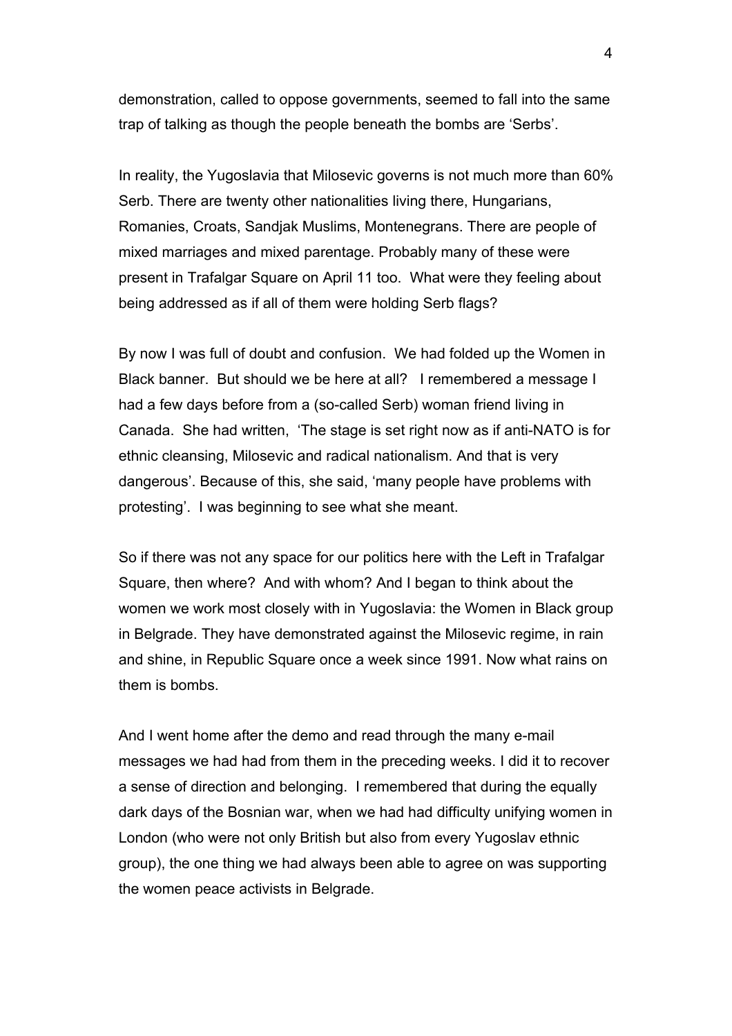demonstration, called to oppose governments, seemed to fall into the same trap of talking as though the people beneath the bombs are 'Serbs'.

In reality, the Yugoslavia that Milosevic governs is not much more than 60% Serb. There are twenty other nationalities living there, Hungarians, Romanies, Croats, Sandjak Muslims, Montenegrans. There are people of mixed marriages and mixed parentage. Probably many of these were present in Trafalgar Square on April 11 too. What were they feeling about being addressed as if all of them were holding Serb flags?

By now I was full of doubt and confusion. We had folded up the Women in Black banner. But should we be here at all? I remembered a message I had a few days before from a (so-called Serb) woman friend living in Canada. She had written, 'The stage is set right now as if anti-NATO is for ethnic cleansing, Milosevic and radical nationalism. And that is very dangerous'. Because of this, she said, 'many people have problems with protesting'. I was beginning to see what she meant.

So if there was not any space for our politics here with the Left in Trafalgar Square, then where? And with whom? And I began to think about the women we work most closely with in Yugoslavia: the Women in Black group in Belgrade. They have demonstrated against the Milosevic regime, in rain and shine, in Republic Square once a week since 1991. Now what rains on them is bombs.

And I went home after the demo and read through the many e-mail messages we had had from them in the preceding weeks. I did it to recover a sense of direction and belonging. I remembered that during the equally dark days of the Bosnian war, when we had had difficulty unifying women in London (who were not only British but also from every Yugoslav ethnic group), the one thing we had always been able to agree on was supporting the women peace activists in Belgrade.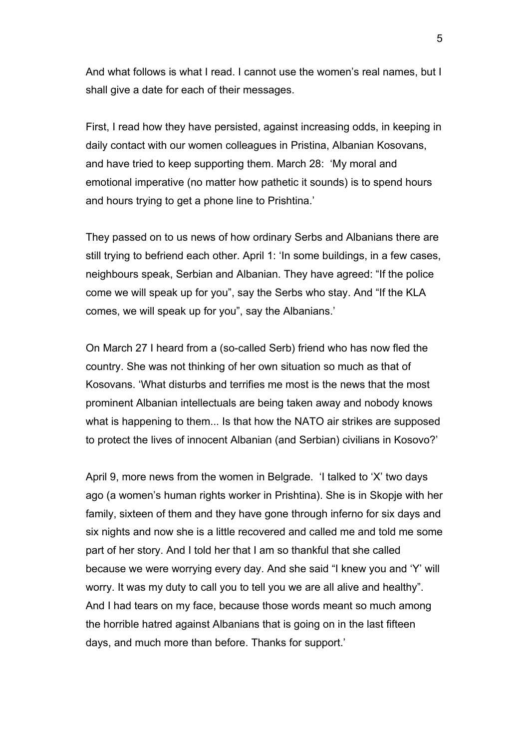And what follows is what I read. I cannot use the women's real names, but I shall give a date for each of their messages.

First, I read how they have persisted, against increasing odds, in keeping in daily contact with our women colleagues in Pristina, Albanian Kosovans, and have tried to keep supporting them. March 28: 'My moral and emotional imperative (no matter how pathetic it sounds) is to spend hours and hours trying to get a phone line to Prishtina.'

They passed on to us news of how ordinary Serbs and Albanians there are still trying to befriend each other. April 1: 'In some buildings, in a few cases, neighbours speak, Serbian and Albanian. They have agreed: "If the police come we will speak up for you", say the Serbs who stay. And "If the KLA comes, we will speak up for you", say the Albanians.'

On March 27 I heard from a (so-called Serb) friend who has now fled the country. She was not thinking of her own situation so much as that of Kosovans. 'What disturbs and terrifies me most is the news that the most prominent Albanian intellectuals are being taken away and nobody knows what is happening to them... Is that how the NATO air strikes are supposed to protect the lives of innocent Albanian (and Serbian) civilians in Kosovo?'

April 9, more news from the women in Belgrade. 'I talked to 'X' two days ago (a women's human rights worker in Prishtina). She is in Skopje with her family, sixteen of them and they have gone through inferno for six days and six nights and now she is a little recovered and called me and told me some part of her story. And I told her that I am so thankful that she called because we were worrying every day. And she said "I knew you and 'Y' will worry. It was my duty to call you to tell you we are all alive and healthy". And I had tears on my face, because those words meant so much among the horrible hatred against Albanians that is going on in the last fifteen days, and much more than before. Thanks for support.'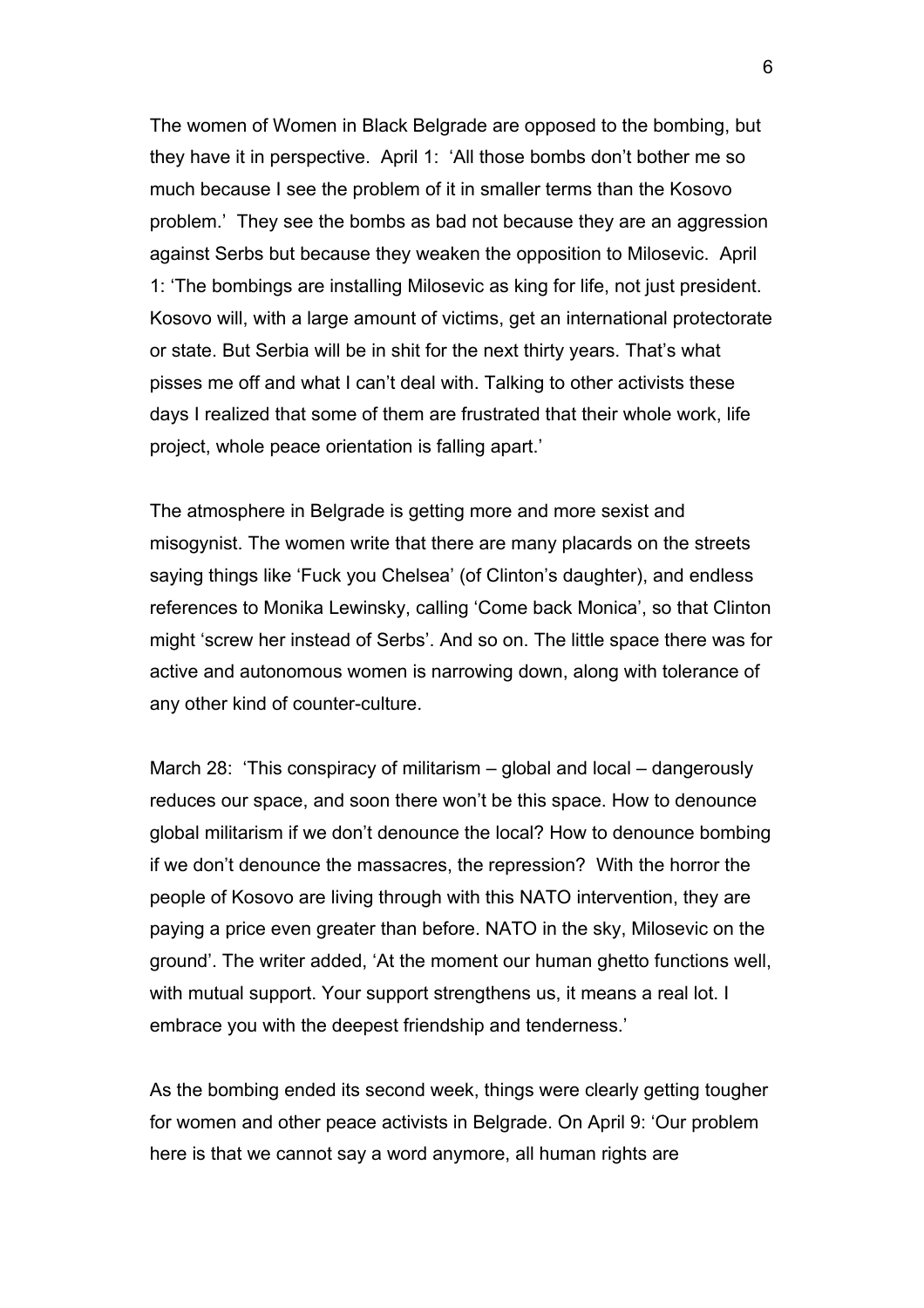The women of Women in Black Belgrade are opposed to the bombing, but they have it in perspective. April 1: 'All those bombs don't bother me so much because I see the problem of it in smaller terms than the Kosovo problem.' They see the bombs as bad not because they are an aggression against Serbs but because they weaken the opposition to Milosevic. April 1: 'The bombings are installing Milosevic as king for life, not just president. Kosovo will, with a large amount of victims, get an international protectorate or state. But Serbia will be in shit for the next thirty years. That's what pisses me off and what I can't deal with. Talking to other activists these days I realized that some of them are frustrated that their whole work, life project, whole peace orientation is falling apart.'

The atmosphere in Belgrade is getting more and more sexist and misogynist. The women write that there are many placards on the streets saying things like 'Fuck you Chelsea' (of Clinton's daughter), and endless references to Monika Lewinsky, calling 'Come back Monica', so that Clinton might 'screw her instead of Serbs'. And so on. The little space there was for active and autonomous women is narrowing down, along with tolerance of any other kind of counter-culture.

March 28: 'This conspiracy of militarism – global and local – dangerously reduces our space, and soon there won't be this space. How to denounce global militarism if we don't denounce the local? How to denounce bombing if we don't denounce the massacres, the repression? With the horror the people of Kosovo are living through with this NATO intervention, they are paying a price even greater than before. NATO in the sky, Milosevic on the ground'. The writer added, 'At the moment our human ghetto functions well, with mutual support. Your support strengthens us, it means a real lot. I embrace you with the deepest friendship and tenderness.'

As the bombing ended its second week, things were clearly getting tougher for women and other peace activists in Belgrade. On April 9: 'Our problem here is that we cannot say a word anymore, all human rights are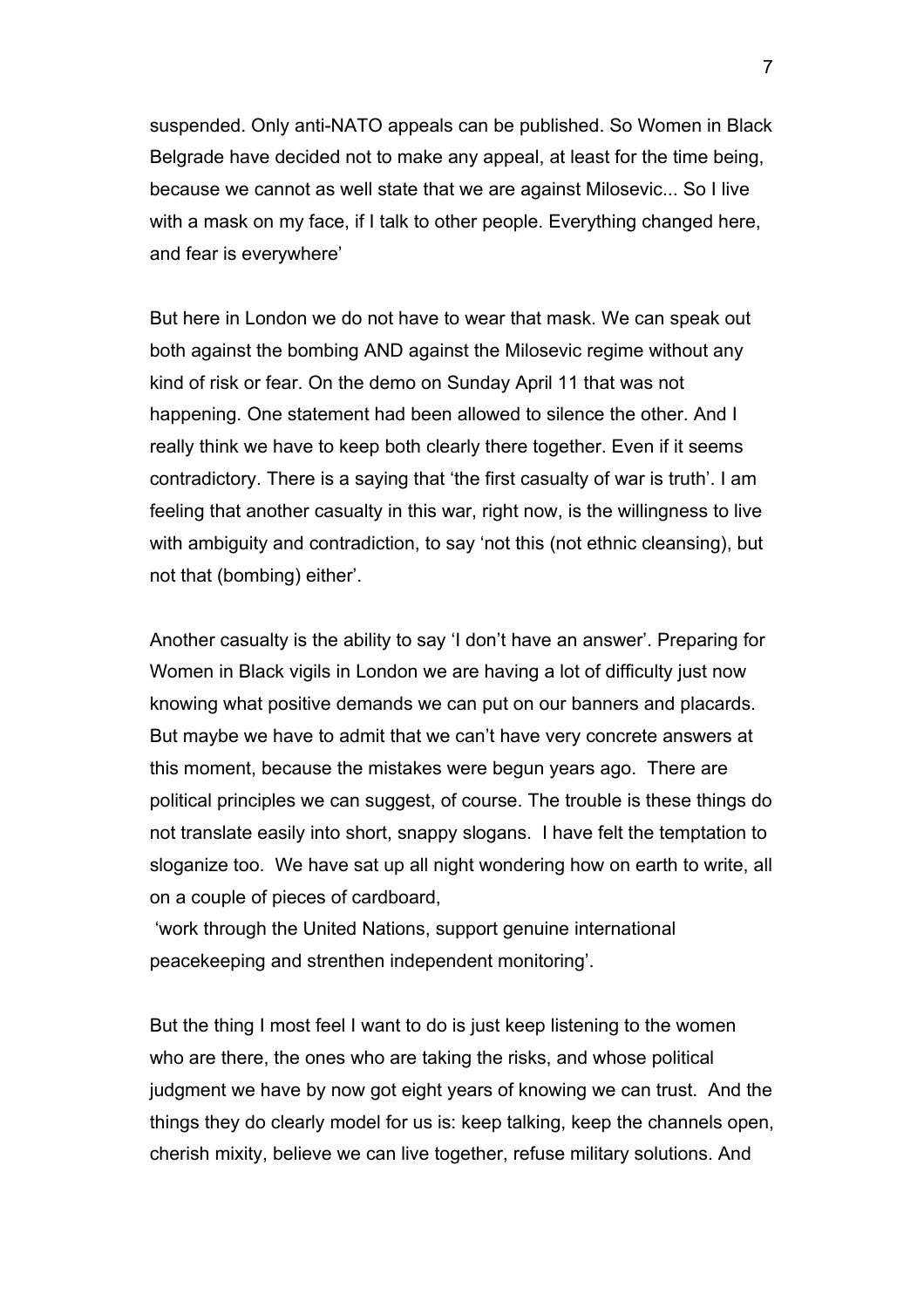suspended. Only anti-NATO appeals can be published. So Women in Black Belgrade have decided not to make any appeal, at least for the time being, because we cannot as well state that we are against Milosevic... So I live with a mask on my face, if I talk to other people. Everything changed here, and fear is everywhere'

But here in London we do not have to wear that mask. We can speak out both against the bombing AND against the Milosevic regime without any kind of risk or fear. On the demo on Sunday April 11 that was not happening. One statement had been allowed to silence the other. And I really think we have to keep both clearly there together. Even if it seems contradictory. There is a saying that 'the first casualty of war is truth'. I am feeling that another casualty in this war, right now, is the willingness to live with ambiguity and contradiction, to say 'not this (not ethnic cleansing), but not that (bombing) either'.

Another casualty is the ability to say 'I don't have an answer'. Preparing for Women in Black vigils in London we are having a lot of difficulty just now knowing what positive demands we can put on our banners and placards. But maybe we have to admit that we can't have very concrete answers at this moment, because the mistakes were begun years ago. There are political principles we can suggest, of course. The trouble is these things do not translate easily into short, snappy slogans. I have felt the temptation to sloganize too. We have sat up all night wondering how on earth to write, all on a couple of pieces of cardboard,

'work through the United Nations, support genuine international peacekeeping and strenthen independent monitoring'.

But the thing I most feel I want to do is just keep listening to the women who are there, the ones who are taking the risks, and whose political judgment we have by now got eight years of knowing we can trust. And the things they do clearly model for us is: keep talking, keep the channels open, cherish mixity, believe we can live together, refuse military solutions. And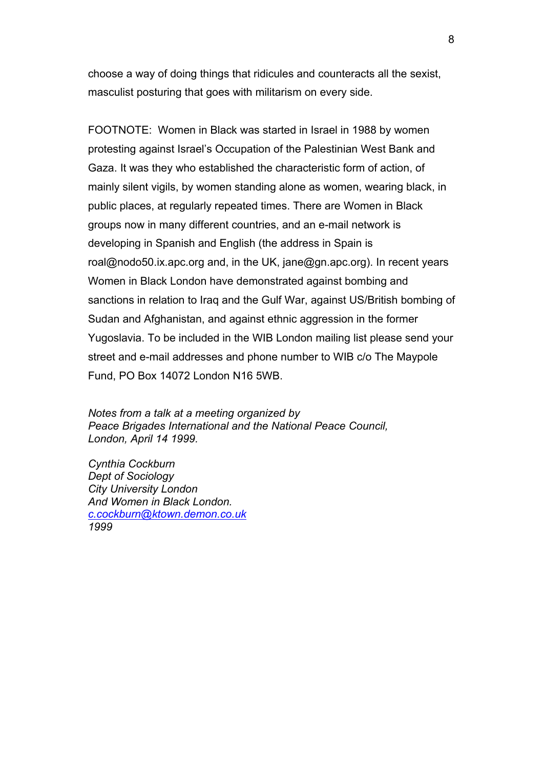choose a way of doing things that ridicules and counteracts all the sexist, masculist posturing that goes with militarism on every side.

FOOTNOTE: Women in Black was started in Israel in 1988 by women protesting against Israel's Occupation of the Palestinian West Bank and Gaza. It was they who established the characteristic form of action, of mainly silent vigils, by women standing alone as women, wearing black, in public places, at regularly repeated times. There are Women in Black groups now in many different countries, and an e-mail network is developing in Spanish and English (the address in Spain is roal@nodo50.ix.apc.org and, in the UK, jane@gn.apc.org). In recent years Women in Black London have demonstrated against bombing and sanctions in relation to Iraq and the Gulf War, against US/British bombing of Sudan and Afghanistan, and against ethnic aggression in the former Yugoslavia. To be included in the WIB London mailing list please send your street and e-mail addresses and phone number to WIB c/o The Maypole Fund, PO Box 14072 London N16 5WB.

*Notes from a talk at a meeting organized by*
*Peace Brigades International and the National Peace Council,*
*London, April 14 1999.*

*Cynthia Cockburn*
*Dept of Sociology*
*City University London*
*And Women in Black London.*
*c.cockburn@ktown.demon.co.uk*
*1999*